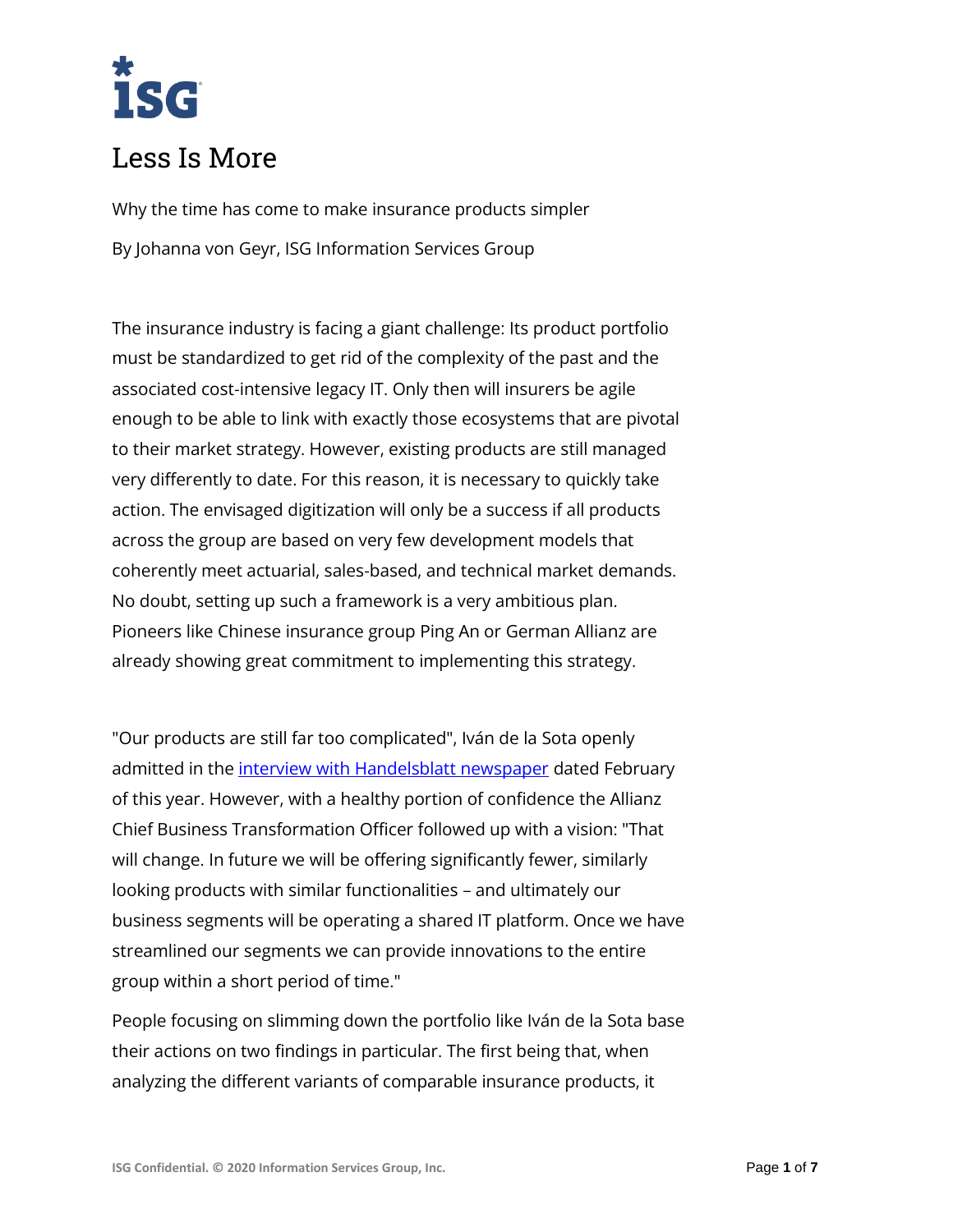# Less Is More

Why the time has come to make insurance products simpler

By Johanna von Geyr, ISG Information Services Group

The insurance industry is facing a giant challenge: Its product portfolio must be standardized to get rid of the complexity of the past and the associated cost-intensive legacy IT. Only then will insurers be agile enough to be able to link with exactly those ecosystems that are pivotal to their market strategy. However, existing products are still managed very differently to date. For this reason, it is necessary to quickly take action. The envisaged digitization will only be a success if all products across the group are based on very few development models that coherently meet actuarial, sales-based, and technical market demands. No doubt, setting up such a framework is a very ambitious plan. Pioneers like Chinese insurance group Ping An or German Allianz are already showing great commitment to implementing this strategy.

"Our products are still far too complicated", Iván de la Sota openly admitted in the interview with Handelsblatt newspaper dated February of this year. However, with a healthy portion of confidence the Allianz Chief Business Transformation Officer followed up with a vision: "That will change. In future we will be offering significantly fewer, similarly looking products with similar functionalities – and ultimately our business segments will be operating a shared IT platform. Once we have streamlined our segments we can provide innovations to the entire group within a short period of time."

People focusing on slimming down the portfolio like Iván de la Sota base their actions on two findings in particular. The first being that, when analyzing the different variants of comparable insurance products, it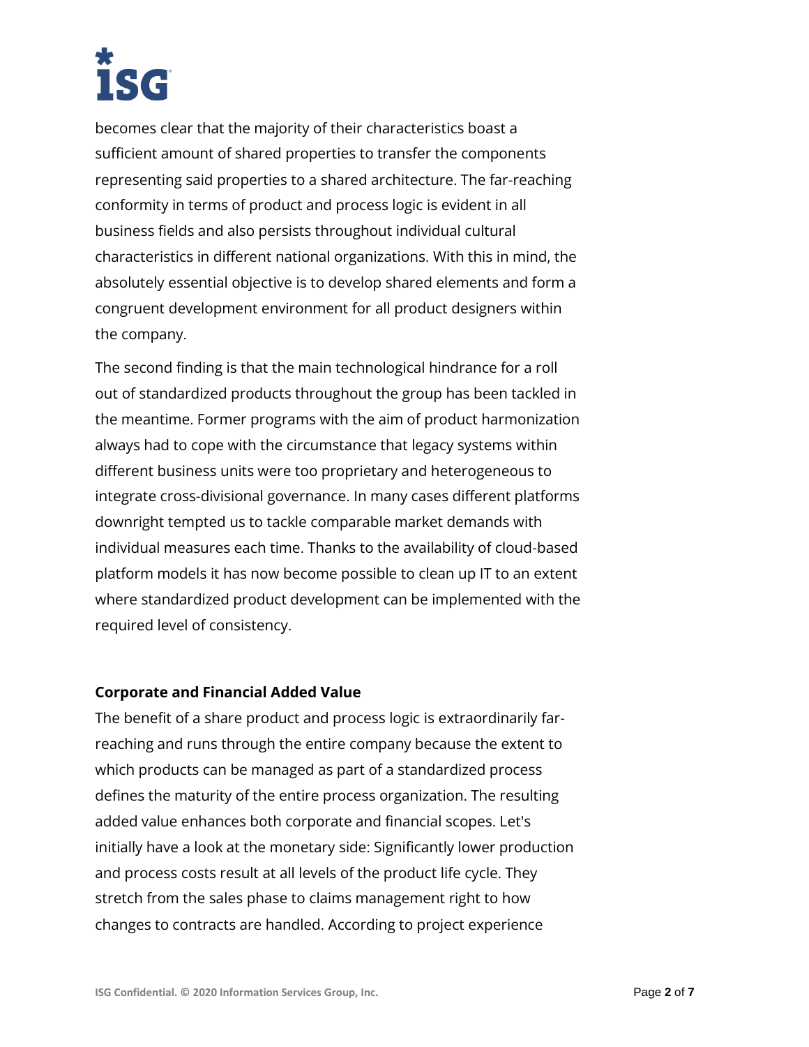becomes clear that the majority of their characteristics boast a sufficient amount of shared properties to transfer the components representing said properties to a shared architecture. The far-reaching conformity in terms of product and process logic is evident in all business fields and also persists throughout individual cultural characteristics in different national organizations. With this in mind, the absolutely essential objective is to develop shared elements and form a congruent development environment for all product designers within the company.

The second finding is that the main technological hindrance for a roll out of standardized products throughout the group has been tackled in the meantime. Former programs with the aim of product harmonization always had to cope with the circumstance that legacy systems within different business units were too proprietary and heterogeneous to integrate cross-divisional governance. In many cases different platforms downright tempted us to tackle comparable market demands with individual measures each time. Thanks to the availability of cloud-based platform models it has now become possible to clean up IT to an extent where standardized product development can be implemented with the required level of consistency.

**Corporate and Financial Added Value**

The benefit of a share product and process logic is extraordinarily far-reaching and runs through the entire company because the extent to which products can be managed as part of a standardized process defines the maturity of the entire process organization. The resulting added value enhances both corporate and financial scopes. Let's initially have a look at the monetary side: Significantly lower production and process costs result at all levels of the product life cycle. They stretch from the sales phase to claims management right to how changes to contracts are handled. According to project experience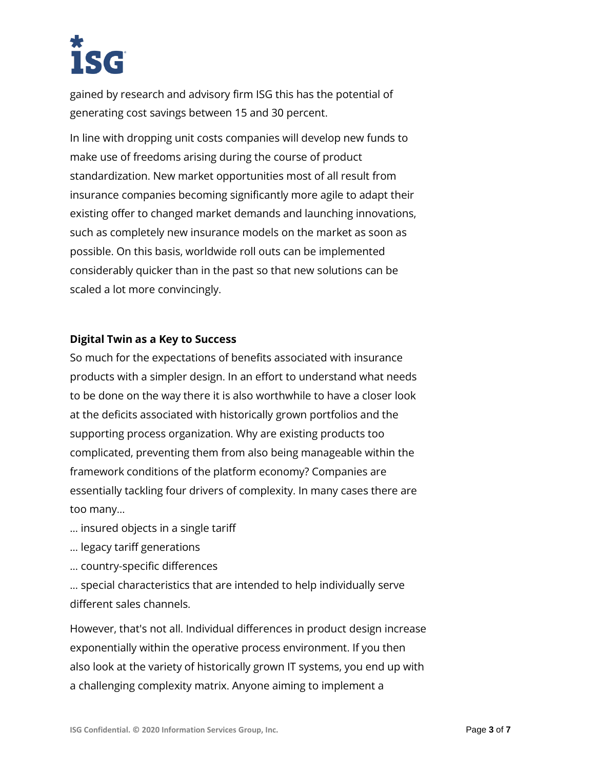gained by research and advisory firm ISG this has the potential of generating cost savings between 15 and 30 percent.

In line with dropping unit costs companies will develop new funds to make use of freedoms arising during the course of product standardization. New market opportunities most of all result from insurance companies becoming significantly more agile to adapt their existing offer to changed market demands and launching innovations, such as completely new insurance models on the market as soon as possible. On this basis, worldwide roll outs can be implemented considerably quicker than in the past so that new solutions can be scaled a lot more convincingly.

**Digital Twin as a Key to Success**

So much for the expectations of benefits associated with insurance products with a simpler design. In an effort to understand what needs to be done on the way there it is also worthwhile to have a closer look at the deficits associated with historically grown portfolios and the supporting process organization. Why are existing products too complicated, preventing them from also being manageable within the framework conditions of the platform economy? Companies are essentially tackling four drivers of complexity. In many cases there are too many…

… insured objects in a single tariff

… legacy tariff generations

… country-specific differences

… special characteristics that are intended to help individually serve different sales channels.

However, that's not all. Individual differences in product design increase exponentially within the operative process environment. If you then also look at the variety of historically grown IT systems, you end up with a challenging complexity matrix. Anyone aiming to implement a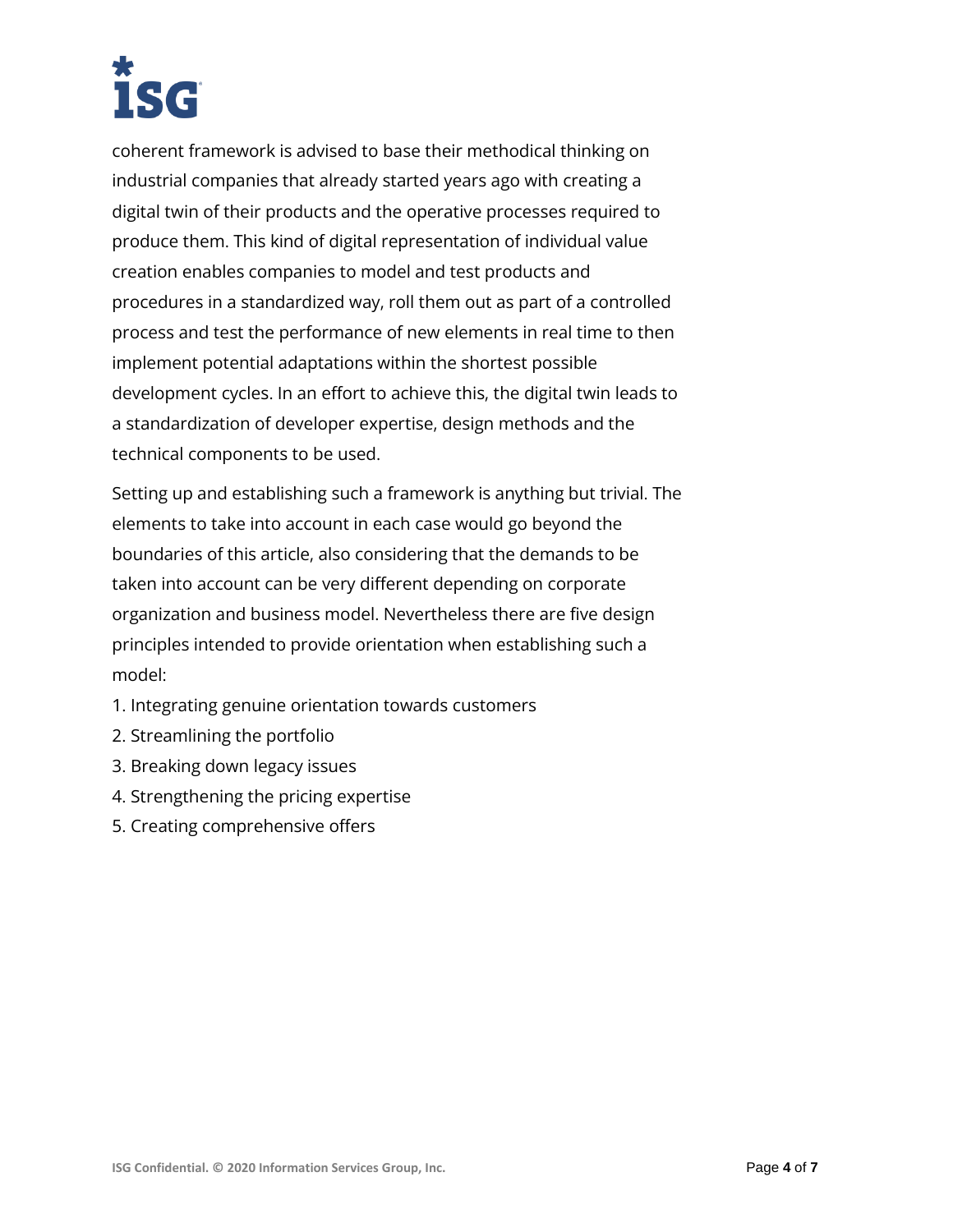coherent framework is advised to base their methodical thinking on industrial companies that already started years ago with creating a digital twin of their products and the operative processes required to produce them. This kind of digital representation of individual value creation enables companies to model and test products and procedures in a standardized way, roll them out as part of a controlled process and test the performance of new elements in real time to then implement potential adaptations within the shortest possible development cycles. In an effort to achieve this, the digital twin leads to a standardization of developer expertise, design methods and the technical components to be used.

Setting up and establishing such a framework is anything but trivial. The elements to take into account in each case would go beyond the boundaries of this article, also considering that the demands to be taken into account can be very different depending on corporate organization and business model. Nevertheless there are five design principles intended to provide orientation when establishing such a model:

1. Integrating genuine orientation towards customers
2. Streamlining the portfolio
3. Breaking down legacy issues
4. Strengthening the pricing expertise
5. Creating comprehensive offers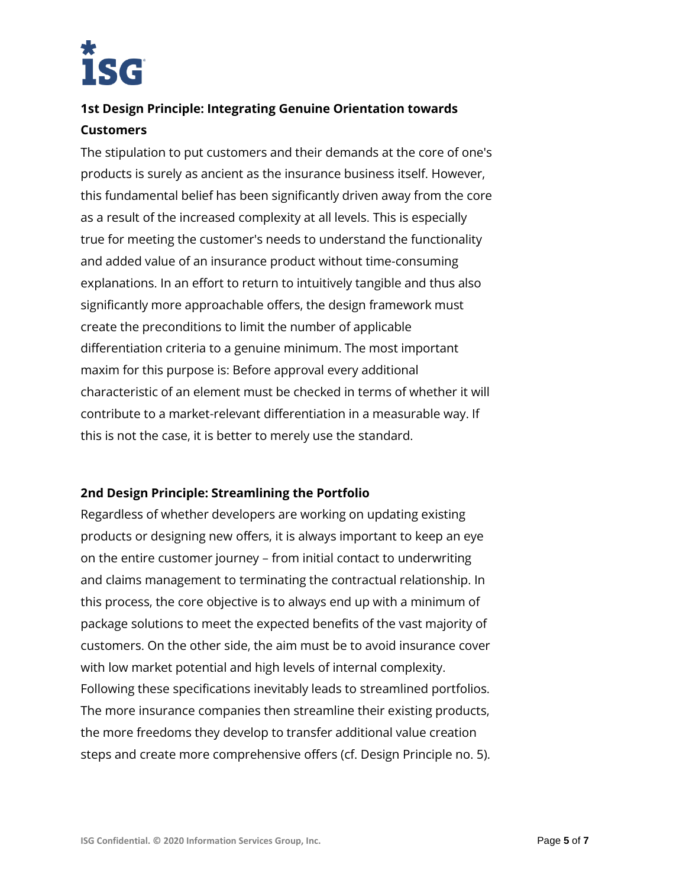## 1st Design Principle: Integrating Genuine Orientation towards Customers

The stipulation to put customers and their demands at the core of one's products is surely as ancient as the insurance business itself. However, this fundamental belief has been significantly driven away from the core as a result of the increased complexity at all levels. This is especially true for meeting the customer's needs to understand the functionality and added value of an insurance product without time-consuming explanations. In an effort to return to intuitively tangible and thus also significantly more approachable offers, the design framework must create the preconditions to limit the number of applicable differentiation criteria to a genuine minimum. The most important maxim for this purpose is: Before approval every additional characteristic of an element must be checked in terms of whether it will contribute to a market-relevant differentiation in a measurable way. If this is not the case, it is better to merely use the standard.

## 2nd Design Principle: Streamlining the Portfolio

Regardless of whether developers are working on updating existing products or designing new offers, it is always important to keep an eye on the entire customer journey – from initial contact to underwriting and claims management to terminating the contractual relationship. In this process, the core objective is to always end up with a minimum of package solutions to meet the expected benefits of the vast majority of customers. On the other side, the aim must be to avoid insurance cover with low market potential and high levels of internal complexity. Following these specifications inevitably leads to streamlined portfolios. The more insurance companies then streamline their existing products, the more freedoms they develop to transfer additional value creation steps and create more comprehensive offers (cf. Design Principle no. 5).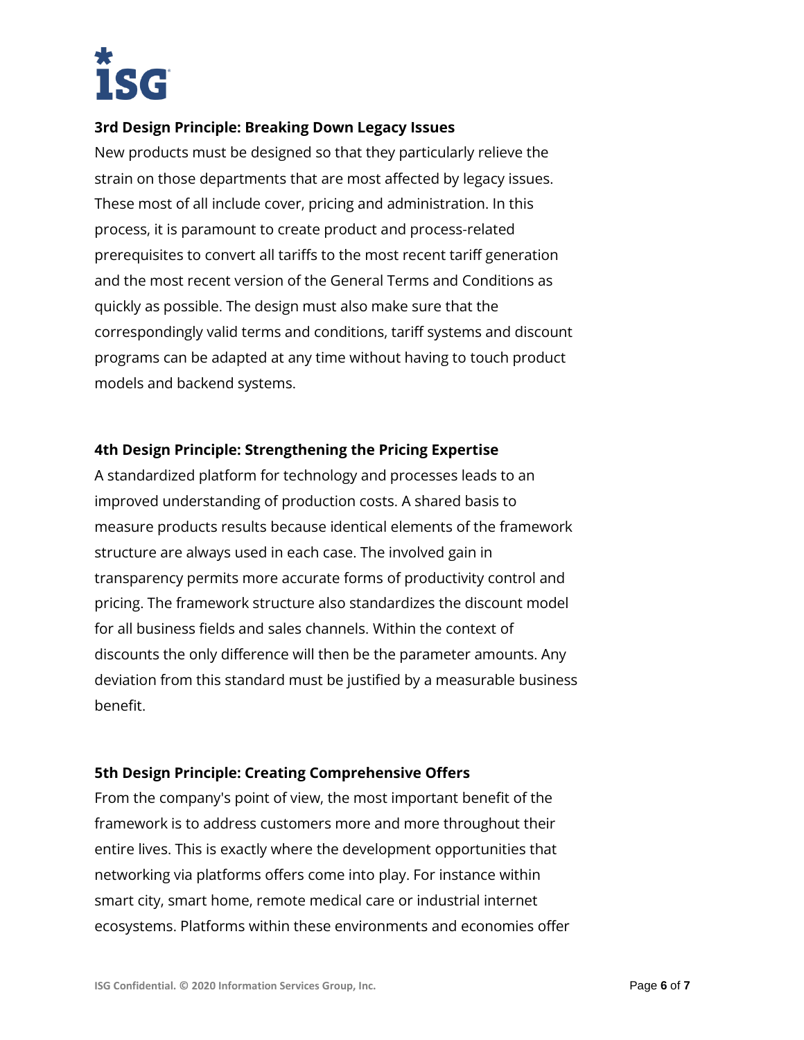### 3rd Design Principle: Breaking Down Legacy Issues

New products must be designed so that they particularly relieve the strain on those departments that are most affected by legacy issues. These most of all include cover, pricing and administration. In this process, it is paramount to create product and process-related prerequisites to convert all tariffs to the most recent tariff generation and the most recent version of the General Terms and Conditions as quickly as possible. The design must also make sure that the correspondingly valid terms and conditions, tariff systems and discount programs can be adapted at any time without having to touch product models and backend systems.

### 4th Design Principle: Strengthening the Pricing Expertise

A standardized platform for technology and processes leads to an improved understanding of production costs. A shared basis to measure products results because identical elements of the framework structure are always used in each case. The involved gain in transparency permits more accurate forms of productivity control and pricing. The framework structure also standardizes the discount model for all business fields and sales channels. Within the context of discounts the only difference will then be the parameter amounts. Any deviation from this standard must be justified by a measurable business benefit.

### 5th Design Principle: Creating Comprehensive Offers

From the company's point of view, the most important benefit of the framework is to address customers more and more throughout their entire lives. This is exactly where the development opportunities that networking via platforms offers come into play. For instance within smart city, smart home, remote medical care or industrial internet ecosystems. Platforms within these environments and economies offer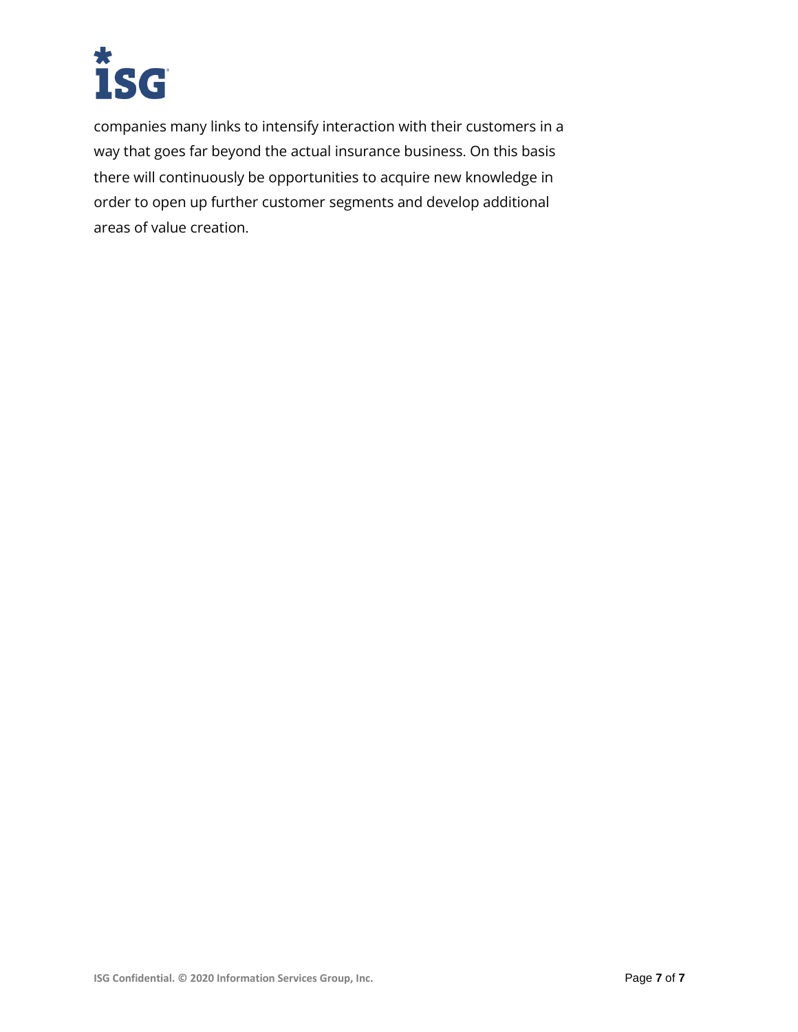companies many links to intensify interaction with their customers in a way that goes far beyond the actual insurance business. On this basis there will continuously be opportunities to acquire new knowledge in order to open up further customer segments and develop additional areas of value creation.